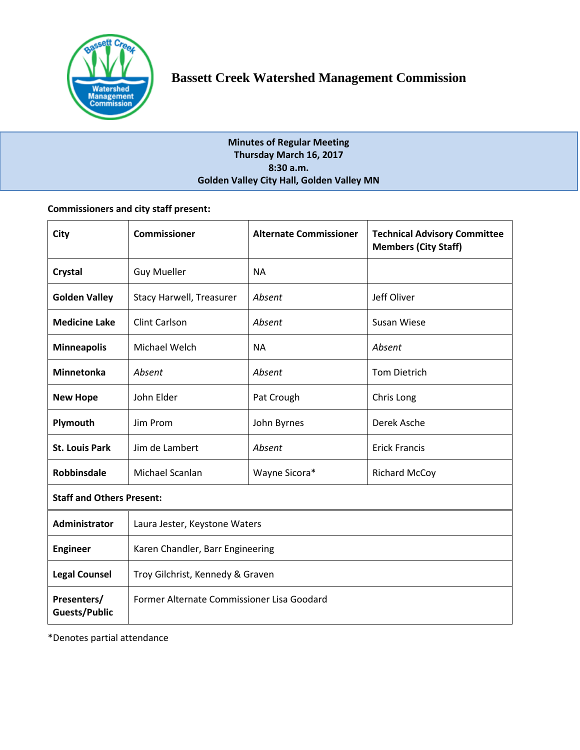# Bassett Creek Watershed Management Commission

**Minutes of Regular Meeting**
**Thursday March 16, 2017**
**8:30 a.m.**
**Golden Valley City Hall, Golden Valley MN**

**Commissioners and city staff present:**

| City | Commissioner | Alternate Commissioner | Technical Advisory Committee Members (City Staff) |
|---|---|---|---|
| **Crystal** | Guy Mueller | NA | |
| **Golden Valley** | Stacy Harwell, Treasurer | *Absent* | Jeff Oliver |
| **Medicine Lake** | Clint Carlson | *Absent* | Susan Wiese |
| **Minneapolis** | Michael Welch | NA | *Absent* |
| **Minnetonka** | *Absent* | *Absent* | Tom Dietrich |
| **New Hope** | John Elder | Pat Crough | Chris Long |
| **Plymouth** | Jim Prom | John Byrnes | Derek Asche |
| **St. Louis Park** | Jim de Lambert | *Absent* | Erick Francis |
| **Robbinsdale** | Michael Scanlan | Wayne Sicora* | Richard McCoy |
| **Staff and Others Present:** | | | |
| **Administrator** | Laura Jester, Keystone Waters | | |
| **Engineer** | Karen Chandler, Barr Engineering | | |
| **Legal Counsel** | Troy Gilchrist, Kennedy & Graven | | |
| **Presenters/ Guests/Public** | Former Alternate Commissioner Lisa Goodard | | |

*Denotes partial attendance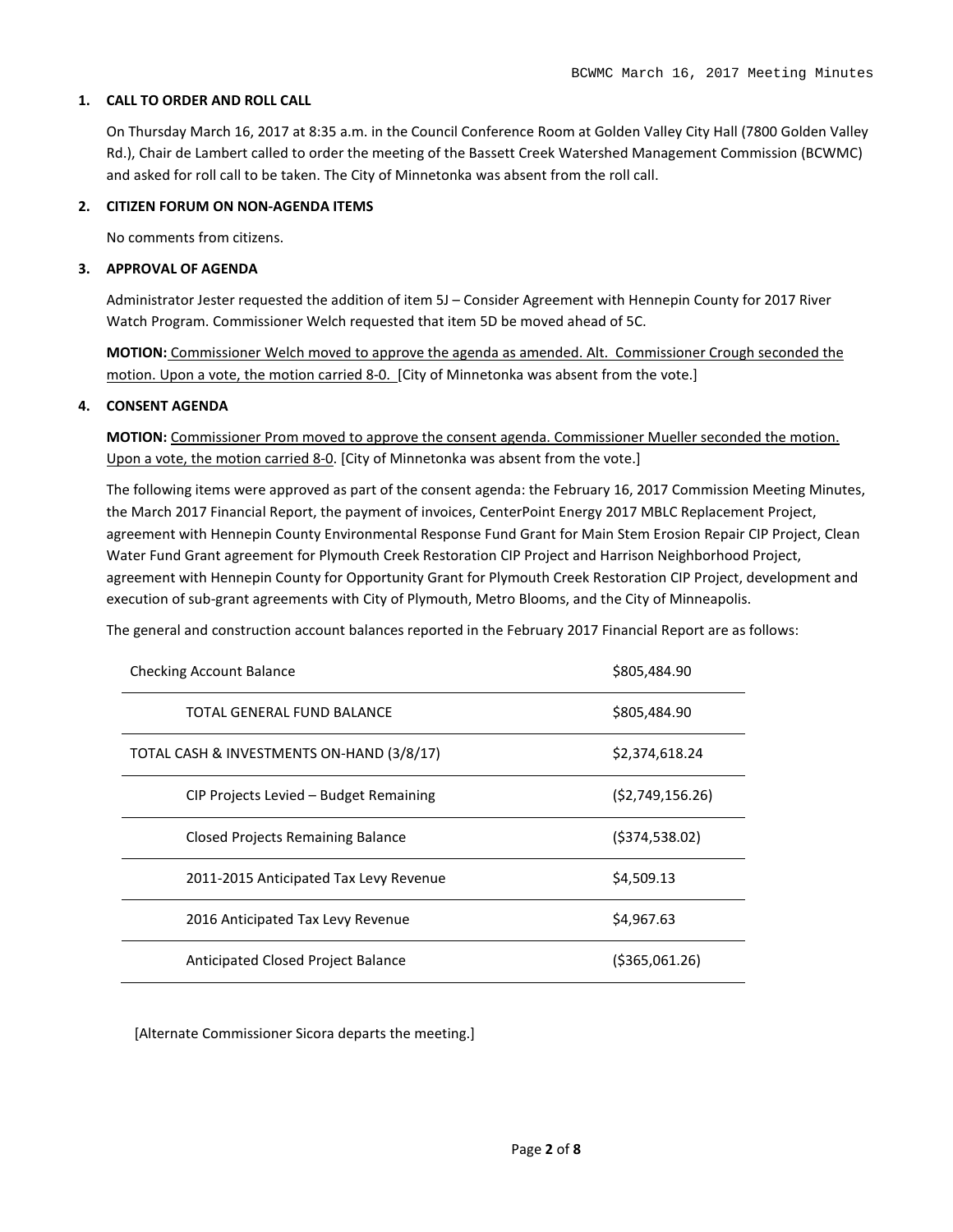## 1. CALL TO ORDER AND ROLL CALL

On Thursday March 16, 2017 at 8:35 a.m. in the Council Conference Room at Golden Valley City Hall (7800 Golden Valley Rd.), Chair de Lambert called to order the meeting of the Bassett Creek Watershed Management Commission (BCWMC) and asked for roll call to be taken. The City of Minnetonka was absent from the roll call.

## 2. CITIZEN FORUM ON NON-AGENDA ITEMS

No comments from citizens.

## 3. APPROVAL OF AGENDA

Administrator Jester requested the addition of item 5J – Consider Agreement with Hennepin County for 2017 River Watch Program. Commissioner Welch requested that item 5D be moved ahead of 5C.

**MOTION:** Commissioner Welch moved to approve the agenda as amended. Alt. Commissioner Crough seconded the motion. Upon a vote, the motion carried 8-0. [City of Minnetonka was absent from the vote.]

## 4. CONSENT AGENDA

**MOTION:** Commissioner Prom moved to approve the consent agenda. Commissioner Mueller seconded the motion. Upon a vote, the motion carried 8-0. [City of Minnetonka was absent from the vote.]

The following items were approved as part of the consent agenda: the February 16, 2017 Commission Meeting Minutes, the March 2017 Financial Report, the payment of invoices, CenterPoint Energy 2017 MBLC Replacement Project, agreement with Hennepin County Environmental Response Fund Grant for Main Stem Erosion Repair CIP Project, Clean Water Fund Grant agreement for Plymouth Creek Restoration CIP Project and Harrison Neighborhood Project, agreement with Hennepin County for Opportunity Grant for Plymouth Creek Restoration CIP Project, development and execution of sub-grant agreements with City of Plymouth, Metro Blooms, and the City of Minneapolis.

The general and construction account balances reported in the February 2017 Financial Report are as follows:

| | |
|---|---|
| Checking Account Balance | $805,484.90 |
| TOTAL GENERAL FUND BALANCE | $805,484.90 |
| TOTAL CASH & INVESTMENTS ON-HAND (3/8/17) | $2,374,618.24 |
| CIP Projects Levied – Budget Remaining | ($2,749,156.26) |
| Closed Projects Remaining Balance | ($374,538.02) |
| 2011-2015 Anticipated Tax Levy Revenue | $4,509.13 |
| 2016 Anticipated Tax Levy Revenue | $4,967.63 |
| Anticipated Closed Project Balance | ($365,061.26) |

[Alternate Commissioner Sicora departs the meeting.]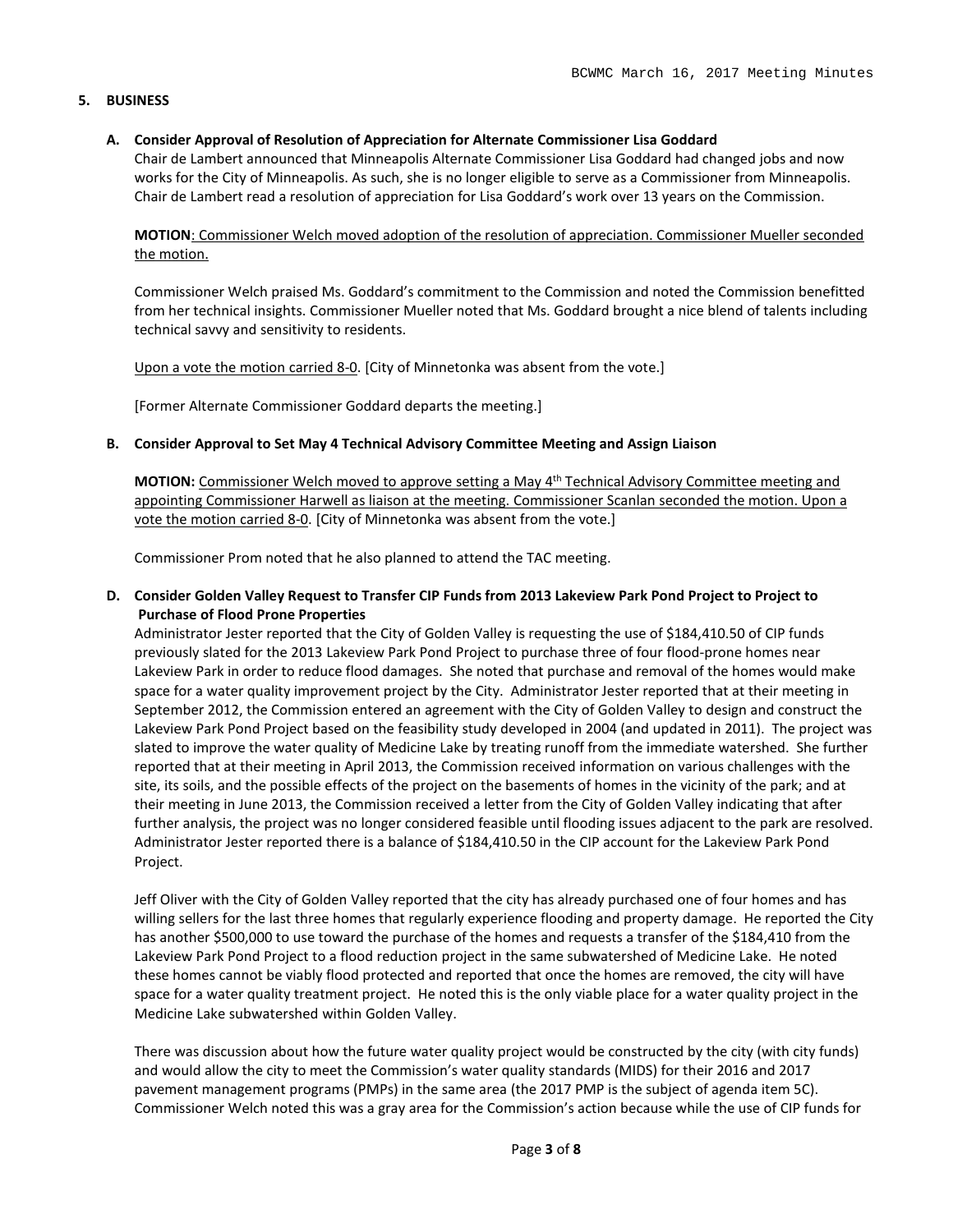## 5. BUSINESS

### A. Consider Approval of Resolution of Appreciation for Alternate Commissioner Lisa Goddard

Chair de Lambert announced that Minneapolis Alternate Commissioner Lisa Goddard had changed jobs and now works for the City of Minneapolis. As such, she is no longer eligible to serve as a Commissioner from Minneapolis. Chair de Lambert read a resolution of appreciation for Lisa Goddard's work over 13 years on the Commission.

**MOTION**: Commissioner Welch moved adoption of the resolution of appreciation. Commissioner Mueller seconded the motion.

Commissioner Welch praised Ms. Goddard's commitment to the Commission and noted the Commission benefitted from her technical insights. Commissioner Mueller noted that Ms. Goddard brought a nice blend of talents including technical savvy and sensitivity to residents.

Upon a vote the motion carried 8-0. [City of Minnetonka was absent from the vote.]

[Former Alternate Commissioner Goddard departs the meeting.]

### B. Consider Approval to Set May 4 Technical Advisory Committee Meeting and Assign Liaison

**MOTION:** Commissioner Welch moved to approve setting a May 4th Technical Advisory Committee meeting and appointing Commissioner Harwell as liaison at the meeting. Commissioner Scanlan seconded the motion. Upon a vote the motion carried 8-0. [City of Minnetonka was absent from the vote.]

Commissioner Prom noted that he also planned to attend the TAC meeting.

### D. Consider Golden Valley Request to Transfer CIP Funds from 2013 Lakeview Park Pond Project to Project to Purchase of Flood Prone Properties

Administrator Jester reported that the City of Golden Valley is requesting the use of $184,410.50 of CIP funds previously slated for the 2013 Lakeview Park Pond Project to purchase three of four flood-prone homes near Lakeview Park in order to reduce flood damages. She noted that purchase and removal of the homes would make space for a water quality improvement project by the City. Administrator Jester reported that at their meeting in September 2012, the Commission entered an agreement with the City of Golden Valley to design and construct the Lakeview Park Pond Project based on the feasibility study developed in 2004 (and updated in 2011). The project was slated to improve the water quality of Medicine Lake by treating runoff from the immediate watershed. She further reported that at their meeting in April 2013, the Commission received information on various challenges with the site, its soils, and the possible effects of the project on the basements of homes in the vicinity of the park; and at their meeting in June 2013, the Commission received a letter from the City of Golden Valley indicating that after further analysis, the project was no longer considered feasible until flooding issues adjacent to the park are resolved. Administrator Jester reported there is a balance of $184,410.50 in the CIP account for the Lakeview Park Pond Project.

Jeff Oliver with the City of Golden Valley reported that the city has already purchased one of four homes and has willing sellers for the last three homes that regularly experience flooding and property damage. He reported the City has another $500,000 to use toward the purchase of the homes and requests a transfer of the $184,410 from the Lakeview Park Pond Project to a flood reduction project in the same subwatershed of Medicine Lake. He noted these homes cannot be viably flood protected and reported that once the homes are removed, the city will have space for a water quality treatment project. He noted this is the only viable place for a water quality project in the Medicine Lake subwatershed within Golden Valley.

There was discussion about how the future water quality project would be constructed by the city (with city funds) and would allow the city to meet the Commission's water quality standards (MIDS) for their 2016 and 2017 pavement management programs (PMPs) in the same area (the 2017 PMP is the subject of agenda item 5C). Commissioner Welch noted this was a gray area for the Commission's action because while the use of CIP funds for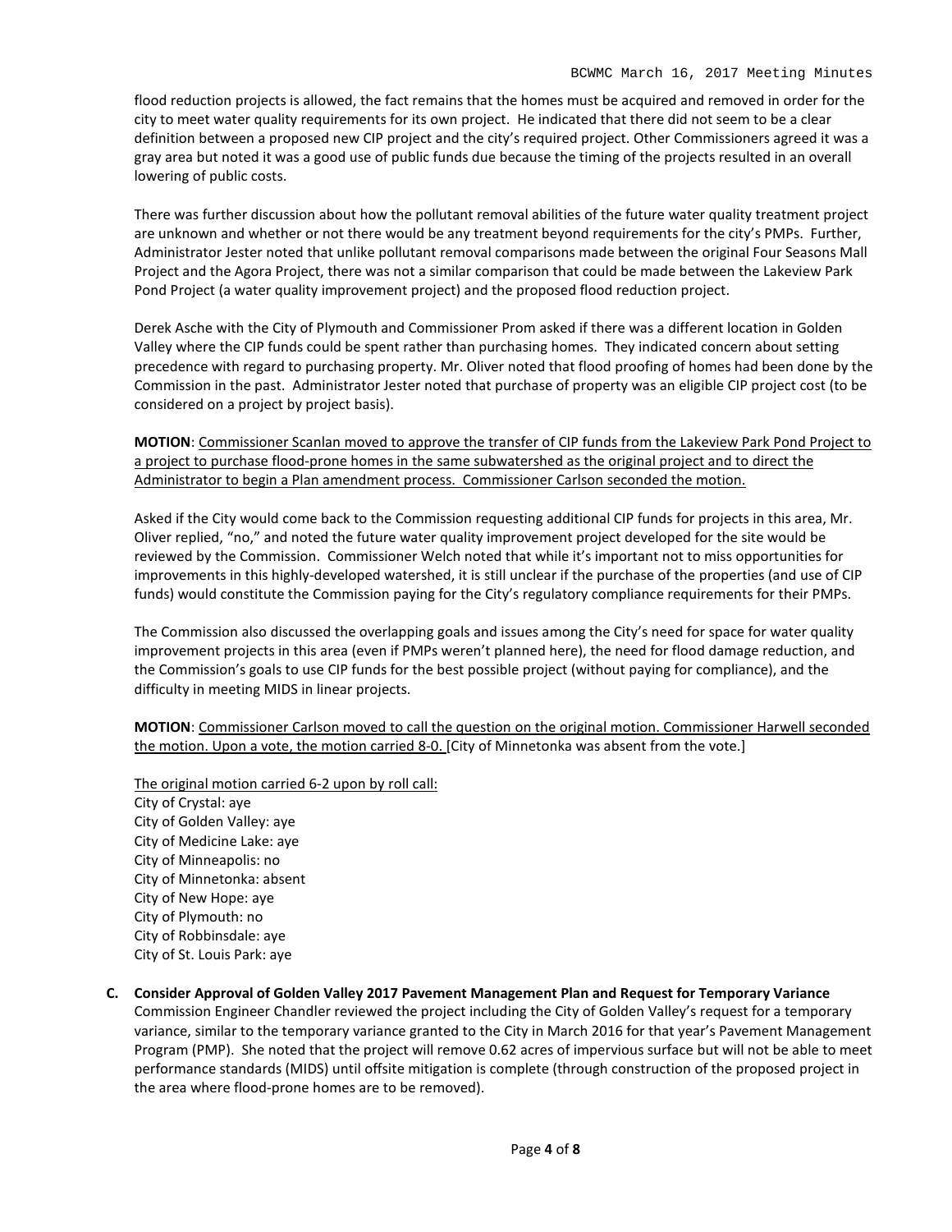flood reduction projects is allowed, the fact remains that the homes must be acquired and removed in order for the city to meet water quality requirements for its own project. He indicated that there did not seem to be a clear definition between a proposed new CIP project and the city's required project. Other Commissioners agreed it was a gray area but noted it was a good use of public funds due because the timing of the projects resulted in an overall lowering of public costs.

There was further discussion about how the pollutant removal abilities of the future water quality treatment project are unknown and whether or not there would be any treatment beyond requirements for the city's PMPs. Further, Administrator Jester noted that unlike pollutant removal comparisons made between the original Four Seasons Mall Project and the Agora Project, there was not a similar comparison that could be made between the Lakeview Park Pond Project (a water quality improvement project) and the proposed flood reduction project.

Derek Asche with the City of Plymouth and Commissioner Prom asked if there was a different location in Golden Valley where the CIP funds could be spent rather than purchasing homes. They indicated concern about setting precedence with regard to purchasing property. Mr. Oliver noted that flood proofing of homes had been done by the Commission in the past. Administrator Jester noted that purchase of property was an eligible CIP project cost (to be considered on a project by project basis).

**MOTION**: Commissioner Scanlan moved to approve the transfer of CIP funds from the Lakeview Park Pond Project to a project to purchase flood-prone homes in the same subwatershed as the original project and to direct the Administrator to begin a Plan amendment process. Commissioner Carlson seconded the motion.

Asked if the City would come back to the Commission requesting additional CIP funds for projects in this area, Mr. Oliver replied, "no," and noted the future water quality improvement project developed for the site would be reviewed by the Commission. Commissioner Welch noted that while it's important not to miss opportunities for improvements in this highly-developed watershed, it is still unclear if the purchase of the properties (and use of CIP funds) would constitute the Commission paying for the City's regulatory compliance requirements for their PMPs.

The Commission also discussed the overlapping goals and issues among the City's need for space for water quality improvement projects in this area (even if PMPs weren't planned here), the need for flood damage reduction, and the Commission's goals to use CIP funds for the best possible project (without paying for compliance), and the difficulty in meeting MIDS in linear projects.

**MOTION**: Commissioner Carlson moved to call the question on the original motion. Commissioner Harwell seconded the motion. Upon a vote, the motion carried 8-0. [City of Minnetonka was absent from the vote.]

The original motion carried 6-2 upon by roll call:
City of Crystal: aye
City of Golden Valley: aye
City of Medicine Lake: aye
City of Minneapolis: no
City of Minnetonka: absent
City of New Hope: aye
City of Plymouth: no
City of Robbinsdale: aye
City of St. Louis Park: aye

**C. Consider Approval of Golden Valley 2017 Pavement Management Plan and Request for Temporary Variance**

Commission Engineer Chandler reviewed the project including the City of Golden Valley's request for a temporary variance, similar to the temporary variance granted to the City in March 2016 for that year's Pavement Management Program (PMP). She noted that the project will remove 0.62 acres of impervious surface but will not be able to meet performance standards (MIDS) until offsite mitigation is complete (through construction of the proposed project in the area where flood-prone homes are to be removed).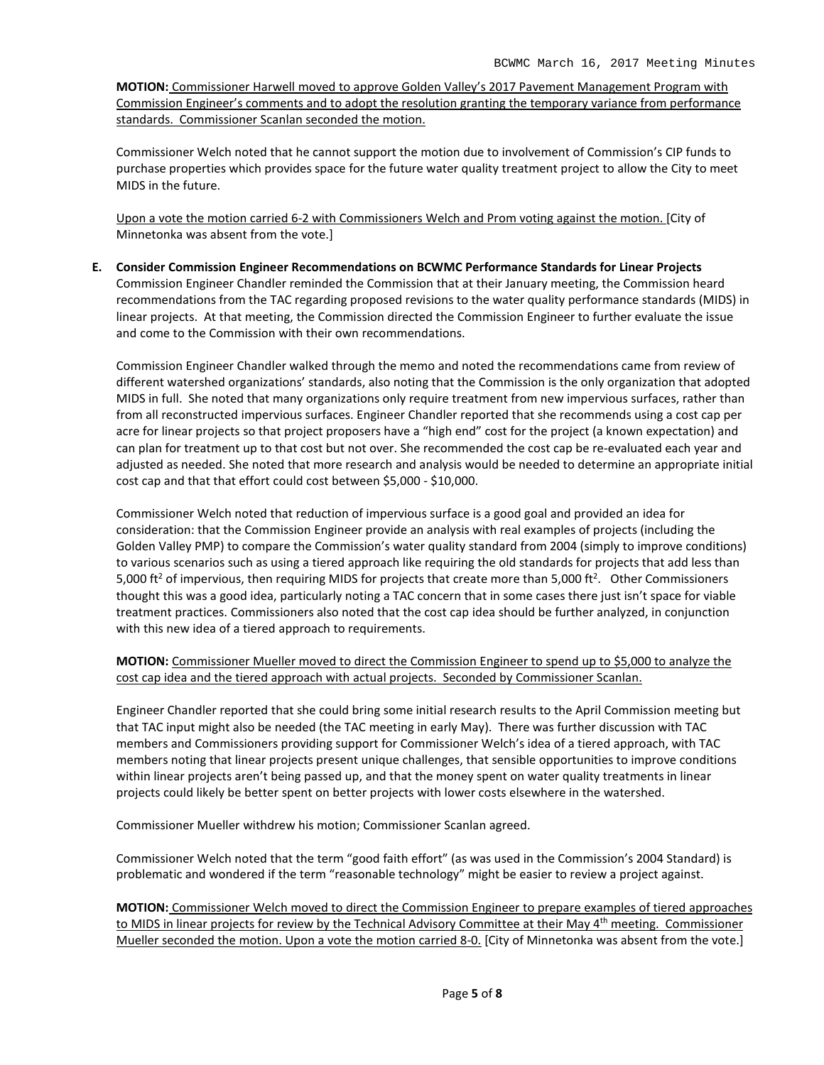**MOTION:** Commissioner Harwell moved to approve Golden Valley's 2017 Pavement Management Program with Commission Engineer's comments and to adopt the resolution granting the temporary variance from performance standards. Commissioner Scanlan seconded the motion.

Commissioner Welch noted that he cannot support the motion due to involvement of Commission's CIP funds to purchase properties which provides space for the future water quality treatment project to allow the City to meet MIDS in the future.

Upon a vote the motion carried 6-2 with Commissioners Welch and Prom voting against the motion. [City of Minnetonka was absent from the vote.]

**E. Consider Commission Engineer Recommendations on BCWMC Performance Standards for Linear Projects**

Commission Engineer Chandler reminded the Commission that at their January meeting, the Commission heard recommendations from the TAC regarding proposed revisions to the water quality performance standards (MIDS) in linear projects. At that meeting, the Commission directed the Commission Engineer to further evaluate the issue and come to the Commission with their own recommendations.

Commission Engineer Chandler walked through the memo and noted the recommendations came from review of different watershed organizations' standards, also noting that the Commission is the only organization that adopted MIDS in full. She noted that many organizations only require treatment from new impervious surfaces, rather than from all reconstructed impervious surfaces. Engineer Chandler reported that she recommends using a cost cap per acre for linear projects so that project proposers have a "high end" cost for the project (a known expectation) and can plan for treatment up to that cost but not over. She recommended the cost cap be re-evaluated each year and adjusted as needed. She noted that more research and analysis would be needed to determine an appropriate initial cost cap and that that effort could cost between $5,000 - $10,000.

Commissioner Welch noted that reduction of impervious surface is a good goal and provided an idea for consideration: that the Commission Engineer provide an analysis with real examples of projects (including the Golden Valley PMP) to compare the Commission's water quality standard from 2004 (simply to improve conditions) to various scenarios such as using a tiered approach like requiring the old standards for projects that add less than 5,000 $ft^2$ of impervious, then requiring MIDS for projects that create more than 5,000 $ft^2$. Other Commissioners thought this was a good idea, particularly noting a TAC concern that in some cases there just isn't space for viable treatment practices. Commissioners also noted that the cost cap idea should be further analyzed, in conjunction with this new idea of a tiered approach to requirements.

**MOTION:** Commissioner Mueller moved to direct the Commission Engineer to spend up to $5,000 to analyze the cost cap idea and the tiered approach with actual projects. Seconded by Commissioner Scanlan.

Engineer Chandler reported that she could bring some initial research results to the April Commission meeting but that TAC input might also be needed (the TAC meeting in early May). There was further discussion with TAC members and Commissioners providing support for Commissioner Welch's idea of a tiered approach, with TAC members noting that linear projects present unique challenges, that sensible opportunities to improve conditions within linear projects aren't being passed up, and that the money spent on water quality treatments in linear projects could likely be better spent on better projects with lower costs elsewhere in the watershed.

Commissioner Mueller withdrew his motion; Commissioner Scanlan agreed.

Commissioner Welch noted that the term "good faith effort" (as was used in the Commission's 2004 Standard) is problematic and wondered if the term "reasonable technology" might be easier to review a project against.

**MOTION:** Commissioner Welch moved to direct the Commission Engineer to prepare examples of tiered approaches to MIDS in linear projects for review by the Technical Advisory Committee at their May 4th meeting. Commissioner Mueller seconded the motion. Upon a vote the motion carried 8-0. [City of Minnetonka was absent from the vote.]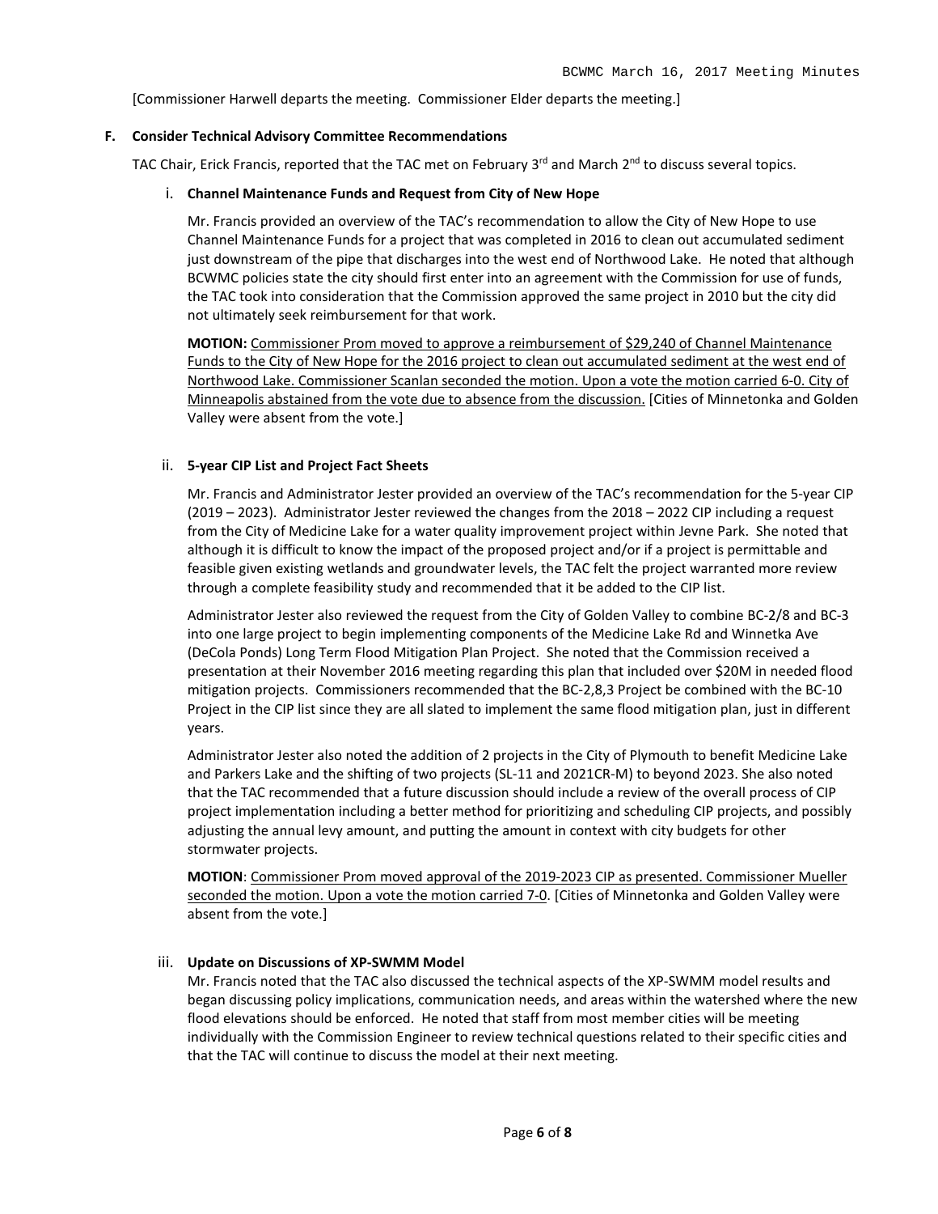[Commissioner Harwell departs the meeting. Commissioner Elder departs the meeting.]

**F. Consider Technical Advisory Committee Recommendations**

TAC Chair, Erick Francis, reported that the TAC met on February 3rd and March 2nd to discuss several topics.

i. **Channel Maintenance Funds and Request from City of New Hope**

Mr. Francis provided an overview of the TAC's recommendation to allow the City of New Hope to use Channel Maintenance Funds for a project that was completed in 2016 to clean out accumulated sediment just downstream of the pipe that discharges into the west end of Northwood Lake. He noted that although BCWMC policies state the city should first enter into an agreement with the Commission for use of funds, the TAC took into consideration that the Commission approved the same project in 2010 but the city did not ultimately seek reimbursement for that work.

**MOTION:** Commissioner Prom moved to approve a reimbursement of $29,240 of Channel Maintenance Funds to the City of New Hope for the 2016 project to clean out accumulated sediment at the west end of Northwood Lake. Commissioner Scanlan seconded the motion. Upon a vote the motion carried 6-0. City of Minneapolis abstained from the vote due to absence from the discussion. [Cities of Minnetonka and Golden Valley were absent from the vote.]

ii. **5-year CIP List and Project Fact Sheets**

Mr. Francis and Administrator Jester provided an overview of the TAC's recommendation for the 5-year CIP (2019 – 2023). Administrator Jester reviewed the changes from the 2018 – 2022 CIP including a request from the City of Medicine Lake for a water quality improvement project within Jevne Park. She noted that although it is difficult to know the impact of the proposed project and/or if a project is permittable and feasible given existing wetlands and groundwater levels, the TAC felt the project warranted more review through a complete feasibility study and recommended that it be added to the CIP list.

Administrator Jester also reviewed the request from the City of Golden Valley to combine BC-2/8 and BC-3 into one large project to begin implementing components of the Medicine Lake Rd and Winnetka Ave (DeCola Ponds) Long Term Flood Mitigation Plan Project. She noted that the Commission received a presentation at their November 2016 meeting regarding this plan that included over $20M in needed flood mitigation projects. Commissioners recommended that the BC-2,8,3 Project be combined with the BC-10 Project in the CIP list since they are all slated to implement the same flood mitigation plan, just in different years.

Administrator Jester also noted the addition of 2 projects in the City of Plymouth to benefit Medicine Lake and Parkers Lake and the shifting of two projects (SL-11 and 2021CR-M) to beyond 2023. She also noted that the TAC recommended that a future discussion should include a review of the overall process of CIP project implementation including a better method for prioritizing and scheduling CIP projects, and possibly adjusting the annual levy amount, and putting the amount in context with city budgets for other stormwater projects.

**MOTION**: Commissioner Prom moved approval of the 2019-2023 CIP as presented. Commissioner Mueller seconded the motion. Upon a vote the motion carried 7-0. [Cities of Minnetonka and Golden Valley were absent from the vote.]

iii. **Update on Discussions of XP-SWMM Model**

Mr. Francis noted that the TAC also discussed the technical aspects of the XP-SWMM model results and began discussing policy implications, communication needs, and areas within the watershed where the new flood elevations should be enforced. He noted that staff from most member cities will be meeting individually with the Commission Engineer to review technical questions related to their specific cities and that the TAC will continue to discuss the model at their next meeting.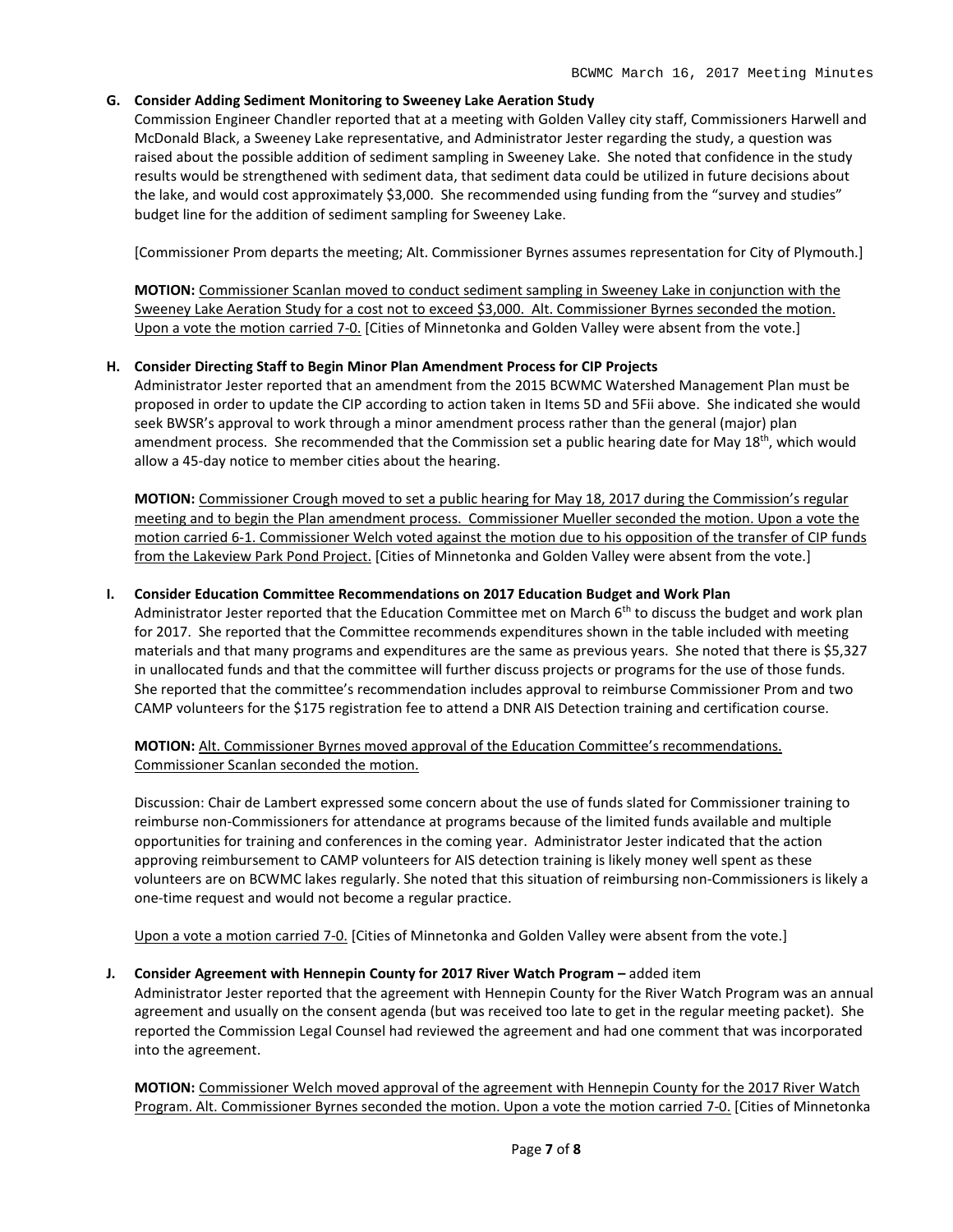**G. Consider Adding Sediment Monitoring to Sweeney Lake Aeration Study**

Commission Engineer Chandler reported that at a meeting with Golden Valley city staff, Commissioners Harwell and McDonald Black, a Sweeney Lake representative, and Administrator Jester regarding the study, a question was raised about the possible addition of sediment sampling in Sweeney Lake. She noted that confidence in the study results would be strengthened with sediment data, that sediment data could be utilized in future decisions about the lake, and would cost approximately $3,000. She recommended using funding from the "survey and studies" budget line for the addition of sediment sampling for Sweeney Lake.

[Commissioner Prom departs the meeting; Alt. Commissioner Byrnes assumes representation for City of Plymouth.]

**MOTION:** Commissioner Scanlan moved to conduct sediment sampling in Sweeney Lake in conjunction with the Sweeney Lake Aeration Study for a cost not to exceed $3,000. Alt. Commissioner Byrnes seconded the motion. Upon a vote the motion carried 7-0. [Cities of Minnetonka and Golden Valley were absent from the vote.]

**H. Consider Directing Staff to Begin Minor Plan Amendment Process for CIP Projects**

Administrator Jester reported that an amendment from the 2015 BCWMC Watershed Management Plan must be proposed in order to update the CIP according to action taken in Items 5D and 5Fii above. She indicated she would seek BWSR's approval to work through a minor amendment process rather than the general (major) plan amendment process. She recommended that the Commission set a public hearing date for May 18th, which would allow a 45-day notice to member cities about the hearing.

**MOTION:** Commissioner Crough moved to set a public hearing for May 18, 2017 during the Commission's regular meeting and to begin the Plan amendment process. Commissioner Mueller seconded the motion. Upon a vote the motion carried 6-1. Commissioner Welch voted against the motion due to his opposition of the transfer of CIP funds from the Lakeview Park Pond Project. [Cities of Minnetonka and Golden Valley were absent from the vote.]

**I. Consider Education Committee Recommendations on 2017 Education Budget and Work Plan**

Administrator Jester reported that the Education Committee met on March 6th to discuss the budget and work plan for 2017. She reported that the Committee recommends expenditures shown in the table included with meeting materials and that many programs and expenditures are the same as previous years. She noted that there is $5,327 in unallocated funds and that the committee will further discuss projects or programs for the use of those funds. She reported that the committee's recommendation includes approval to reimburse Commissioner Prom and two CAMP volunteers for the $175 registration fee to attend a DNR AIS Detection training and certification course.

**MOTION:** Alt. Commissioner Byrnes moved approval of the Education Committee's recommendations. Commissioner Scanlan seconded the motion.

Discussion: Chair de Lambert expressed some concern about the use of funds slated for Commissioner training to reimburse non-Commissioners for attendance at programs because of the limited funds available and multiple opportunities for training and conferences in the coming year. Administrator Jester indicated that the action approving reimbursement to CAMP volunteers for AIS detection training is likely money well spent as these volunteers are on BCWMC lakes regularly. She noted that this situation of reimbursing non-Commissioners is likely a one-time request and would not become a regular practice.

Upon a vote a motion carried 7-0. [Cities of Minnetonka and Golden Valley were absent from the vote.]

**J. Consider Agreement with Hennepin County for 2017 River Watch Program –** added item

Administrator Jester reported that the agreement with Hennepin County for the River Watch Program was an annual agreement and usually on the consent agenda (but was received too late to get in the regular meeting packet). She reported the Commission Legal Counsel had reviewed the agreement and had one comment that was incorporated into the agreement.

**MOTION:** Commissioner Welch moved approval of the agreement with Hennepin County for the 2017 River Watch Program. Alt. Commissioner Byrnes seconded the motion. Upon a vote the motion carried 7-0. [Cities of Minnetonka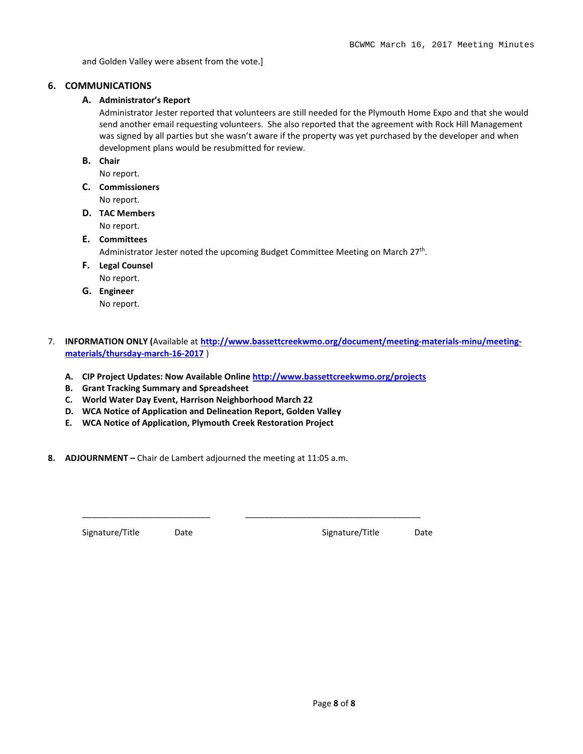and Golden Valley were absent from the vote.]

## 6. COMMUNICATIONS

**A. Administrator's Report**

Administrator Jester reported that volunteers are still needed for the Plymouth Home Expo and that she would send another email requesting volunteers. She also reported that the agreement with Rock Hill Management was signed by all parties but she wasn't aware if the property was yet purchased by the developer and when development plans would be resubmitted for review.

**B. Chair**

No report.

**C. Commissioners**

No report.

**D. TAC Members**

No report.

**E. Committees**

Administrator Jester noted the upcoming Budget Committee Meeting on March 27th.

**F. Legal Counsel**

No report.

**G. Engineer**

No report.

7. **INFORMATION ONLY (**Available at **http://www.bassettcreekwmo.org/document/meeting-materials-minu/meeting-materials/thursday-march-16-2017** )

**A. CIP Project Updates: Now Available Online http://www.bassettcreekwmo.org/projects**

**B. Grant Tracking Summary and Spreadsheet**

**C. World Water Day Event, Harrison Neighborhood March 22**

**D. WCA Notice of Application and Delineation Report, Golden Valley**

**E. WCA Notice of Application, Plymouth Creek Restoration Project**

8. **ADJOURNMENT –** Chair de Lambert adjourned the meeting at 11:05 a.m.

\_\_\_\_\_\_\_\_\_\_\_\_\_\_\_\_\_\_\_\_\_\_\_\_\_\_\_\_ \_\_\_\_\_\_\_\_\_\_\_\_\_\_\_\_\_\_\_\_\_\_\_\_\_\_\_\_\_\_\_\_\_\_\_\_\_\_

Signature/Title Date Signature/Title Date